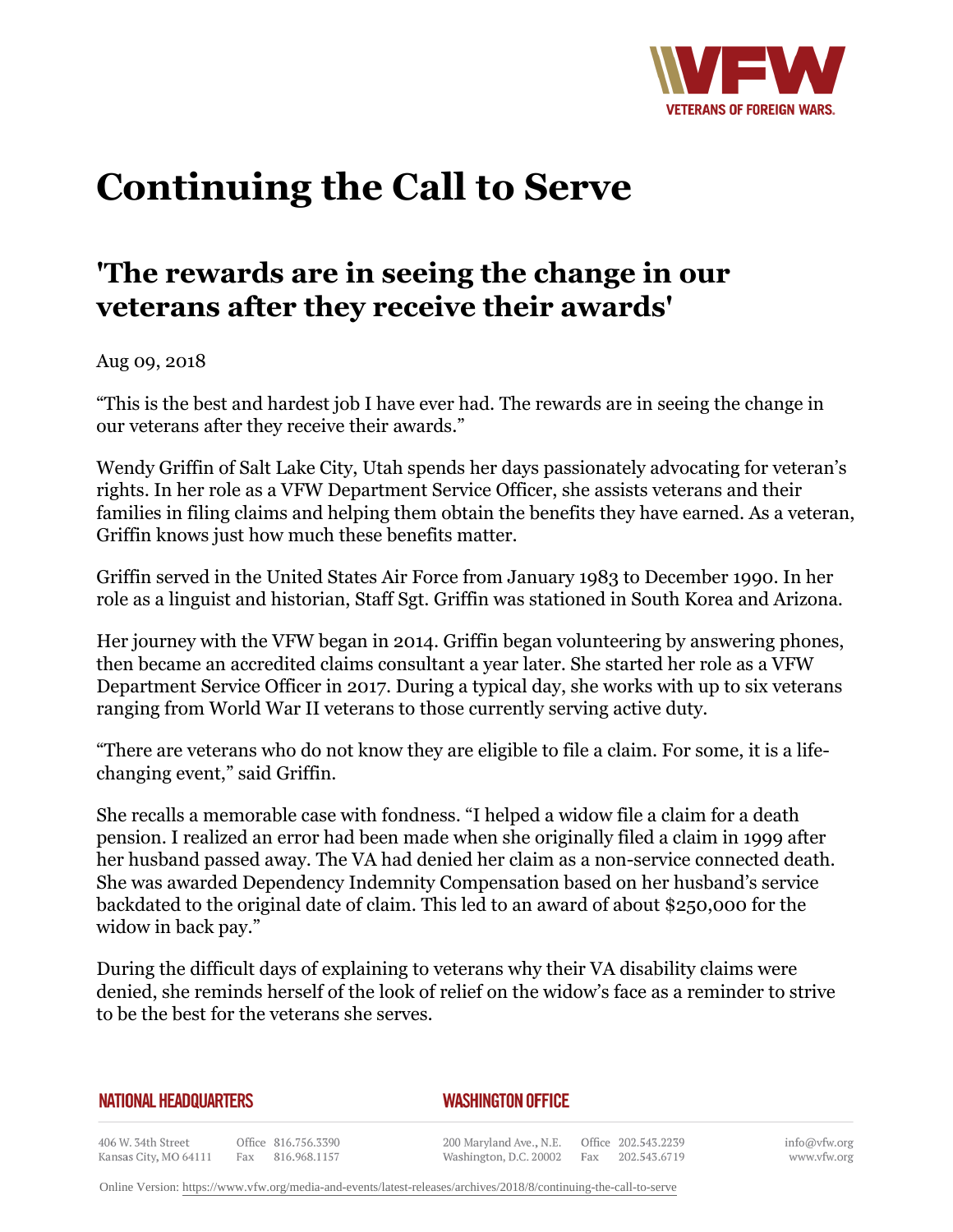# Continuing the Call to Serve

## 'The rewards are in seeing the change in our veterans after they receive their awards'

Aug 09, 2018

"This is the best and hardest job I have ever had. The rewards are in seeing the change in our veterans after they receive their awards."

Wendy Griffin of Salt Lake City, Utah spends her days passionately advocating for veteran's rights. In her role as a VFW Department Service Officer, she assists veterans and their families in filing claims and helping them obtain the benefits they have earned. As a veteran, Griffin knows just how much these benefits matter.

Griffin served in the United States Air Force from January 1983 to December 1990. In her role as a linguist and historian, Staff Sgt. Griffin was stationed in South Korea and Arizona.

Her journey with the VFW began in 2014. Griffin began volunteering by answering phones, then became an accredited claims consultant a year later. She started her role as a VFW Department Service Officer in 2017. During a typical day, she works with up to six veterans ranging from World War II veterans to those currently serving active duty.

"There are veterans who do not know they are eligible to file a claim. For some, it is a life-changing event," said Griffin.

She recalls a memorable case with fondness. "I helped a widow file a claim for a death pension. I realized an error had been made when she originally filed a claim in 1999 after her husband passed away. The VA had denied her claim as a non-service connected death. She was awarded Dependency Indemnity Compensation based on her husband's service backdated to the original date of claim. This led to an award of about $250,000 for the widow in back pay."

During the difficult days of explaining to veterans why their VA disability claims were denied, she reminds herself of the look of relief on the widow's face as a reminder to strive to be the best for the veterans she serves.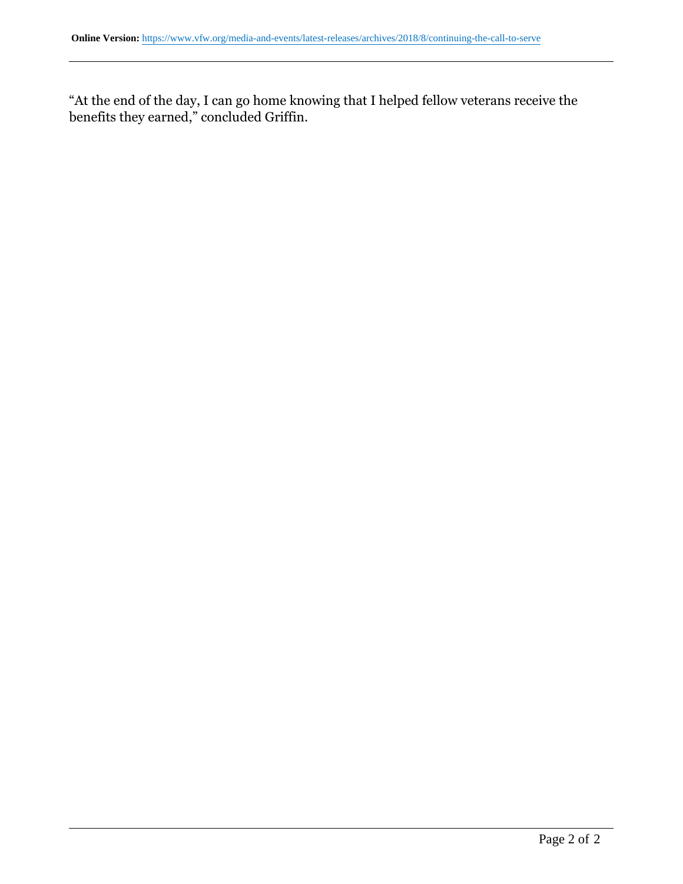“At the end of the day, I can go home knowing that I helped fellow veterans receive the benefits they earned,” concluded Griffin.